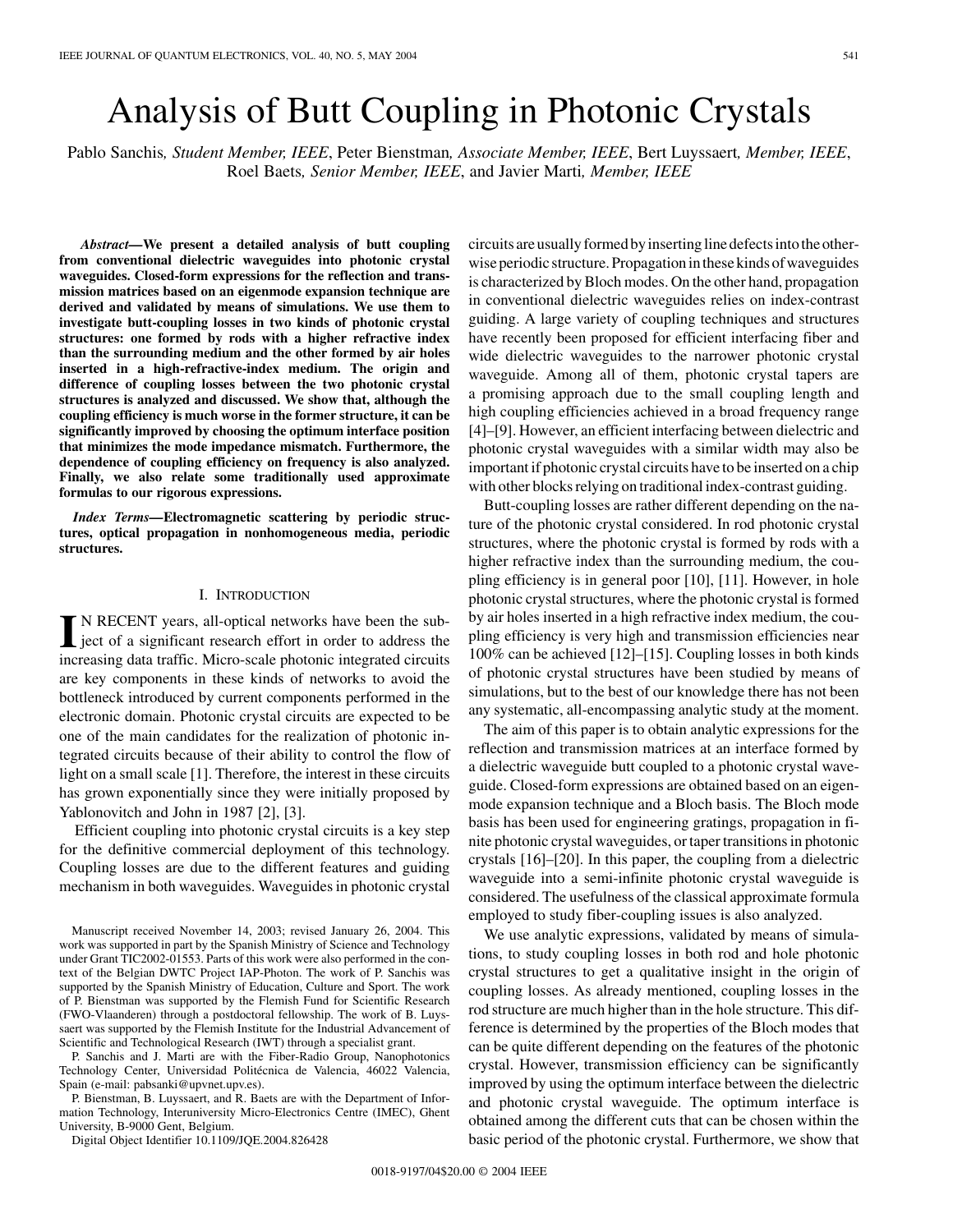# Analysis of Butt Coupling in Photonic Crystals

Pablo Sanchis, *Student Member, IEEE*, Peter Bienstman, *Associate Member, IEEE*, Bert Luyssaert, *Member, IEEE*, Roel Baets, *Senior Member, IEEE*, and Javier Marti, *Member, IEEE*

***Abstract*—We present a detailed analysis of butt coupling from conventional dielectric waveguides into photonic crystal waveguides. Closed-form expressions for the reflection and transmission matrices based on an eigenmode expansion technique are derived and validated by means of simulations. We use them to investigate butt-coupling losses in two kinds of photonic crystal structures: one formed by rods with a higher refractive index than the surrounding medium and the other formed by air holes inserted in a high-refractive-index medium. The origin and difference of coupling losses between the two photonic crystal structures is analyzed and discussed. We show that, although the coupling efficiency is much worse in the former structure, it can be significantly improved by choosing the optimum interface position that minimizes the mode impedance mismatch. Furthermore, the dependence of coupling efficiency on frequency is also analyzed. Finally, we also relate some traditionally used approximate formulas to our rigorous expressions.**

***Index Terms*—Electromagnetic scattering by periodic structures, optical propagation in nonhomogeneous media, periodic structures.**

## I. Introduction

In recent years, all-optical networks have been the subject of a significant research effort in order to address the increasing data traffic. Micro-scale photonic integrated circuits are key components in these kinds of networks to avoid the bottleneck introduced by current components performed in the electronic domain. Photonic crystal circuits are expected to be one of the main candidates for the realization of photonic integrated circuits because of their ability to control the flow of light on a small scale [1]. Therefore, the interest in these circuits has grown exponentially since they were initially proposed by Yablonovitch and John in 1987 [2], [3].

Efficient coupling into photonic crystal circuits is a key step for the definitive commercial deployment of this technology. Coupling losses are due to the different features and guiding mechanism in both waveguides. Waveguides in photonic crystal circuits are usually formed by inserting line defects into the otherwise periodic structure. Propagation in these kinds of waveguides is characterized by Bloch modes. On the other hand, propagation in conventional dielectric waveguides relies on index-contrast guiding. A large variety of coupling techniques and structures have recently been proposed for efficient interfacing fiber and wide dielectric waveguides to the narrower photonic crystal waveguide. Among all of them, photonic crystal tapers are a promising approach due to the small coupling length and high coupling efficiencies achieved in a broad frequency range [4]–[9]. However, an efficient interfacing between dielectric and photonic crystal waveguides with a similar width may also be important if photonic crystal circuits have to be inserted on a chip with other blocks relying on traditional index-contrast guiding.

Butt-coupling losses are rather different depending on the nature of the photonic crystal considered. In rod photonic crystal structures, where the photonic crystal is formed by rods with a higher refractive index than the surrounding medium, the coupling efficiency is in general poor [10], [11]. However, in hole photonic crystal structures, where the photonic crystal is formed by air holes inserted in a high refractive index medium, the coupling efficiency is very high and transmission efficiencies near 100% can be achieved [12]–[15]. Coupling losses in both kinds of photonic crystal structures have been studied by means of simulations, but to the best of our knowledge there has not been any systematic, all-encompassing analytic study at the moment.

The aim of this paper is to obtain analytic expressions for the reflection and transmission matrices at an interface formed by a dielectric waveguide butt coupled to a photonic crystal waveguide. Closed-form expressions are obtained based on an eigenmode expansion technique and a Bloch basis. The Bloch mode basis has been used for engineering gratings, propagation in finite photonic crystal waveguides, or taper transitions in photonic crystals [16]–[20]. In this paper, the coupling from a dielectric waveguide into a semi-infinite photonic crystal waveguide is considered. The usefulness of the classical approximate formula employed to study fiber-coupling issues is also analyzed.

We use analytic expressions, validated by means of simulations, to study coupling losses in both rod and hole photonic crystal structures to get a qualitative insight in the origin of coupling losses. As already mentioned, coupling losses in the rod structure are much higher than in the hole structure. This difference is determined by the properties of the Bloch modes that can be quite different depending on the features of the photonic crystal. However, transmission efficiency can be significantly improved by using the optimum interface between the dielectric and photonic crystal waveguide. The optimum interface is obtained among the different cuts that can be chosen within the basic period of the photonic crystal. Furthermore, we show that

---

Manuscript received November 14, 2003; revised January 26, 2004. This work was supported in part by the Spanish Ministry of Science and Technology under Grant TIC2002-01553. Parts of this work were also performed in the context of the Belgian DWTC Project IAP-Photon. The work of P. Sanchis was supported by the Spanish Ministry of Education, Culture and Sport. The work of P. Bienstman was supported by the Flemish Fund for Scientific Research (FWO-Vlaanderen) through a postdoctoral fellowship. The work of B. Luyssaert was supported by the Flemish Institute for the Industrial Advancement of Scientific and Technological Research (IWT) through a specialist grant.

P. Sanchis and J. Marti are with the Fiber-Radio Group, Nanophotonics Technology Center, Universidad Politécnica de Valencia, 46022 Valencia, Spain (e-mail: pabsanki@upvnet.upv.es).

P. Bienstman, B. Luyssaert, and R. Baets are with the Department of Information Technology, Interuniversity Micro-Electronics Centre (IMEC), Ghent University, B-9000 Gent, Belgium.

Digital Object Identifier 10.1109/JQE.2004.826428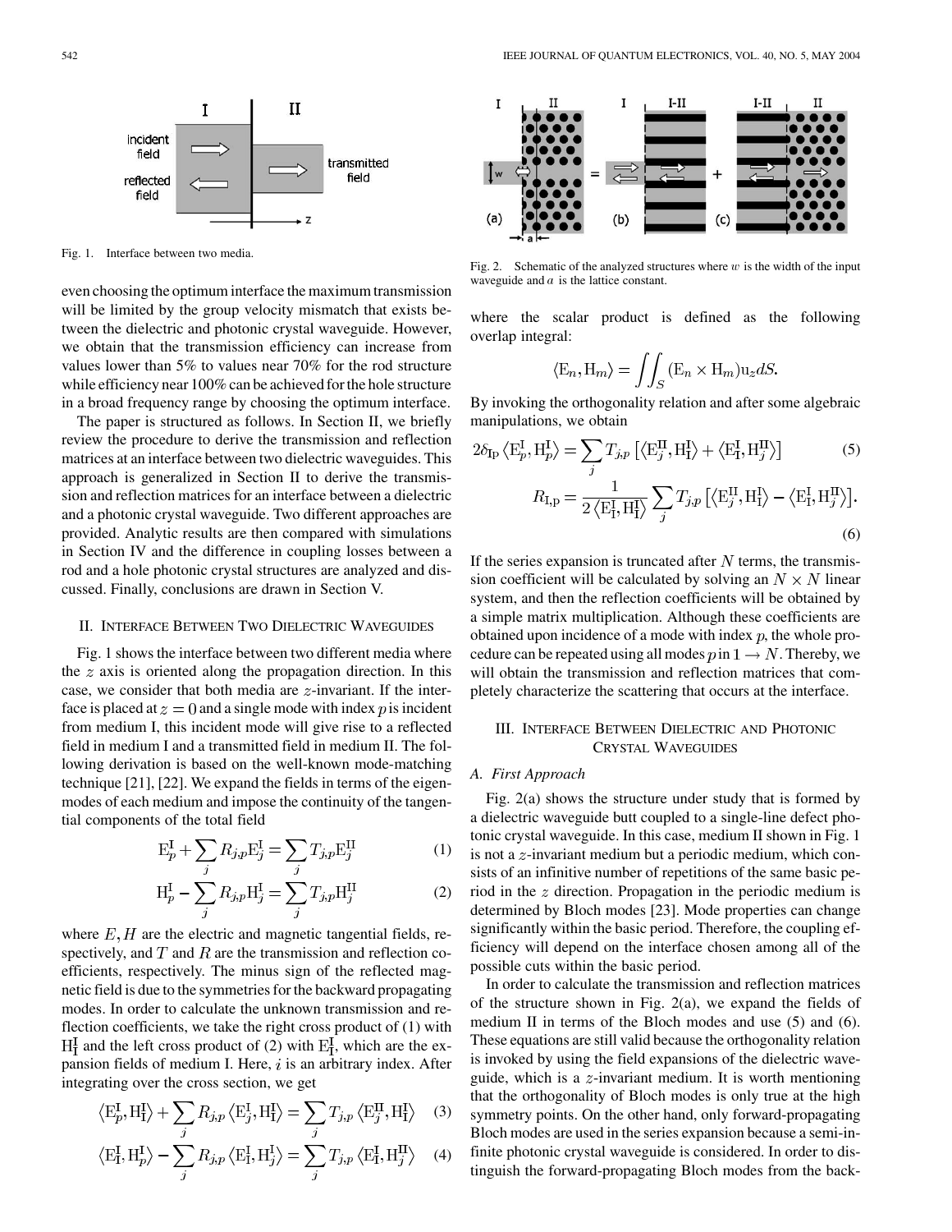Fig. 1. Interface between two media.

even choosing the optimum interface the maximum transmission will be limited by the group velocity mismatch that exists between the dielectric and photonic crystal waveguide. However, we obtain that the transmission efficiency can increase from values lower than 5% to values near 70% for the rod structure while efficiency near 100% can be achieved for the hole structure in a broad frequency range by choosing the optimum interface.

The paper is structured as follows. In Section II, we briefly review the procedure to derive the transmission and reflection matrices at an interface between two dielectric waveguides. This approach is generalized in Section II to derive the transmission and reflection matrices for an interface between a dielectric and a photonic crystal waveguide. Two different approaches are provided. Analytic results are then compared with simulations in Section IV and the difference in coupling losses between a rod and a hole photonic crystal structures are analyzed and discussed. Finally, conclusions are drawn in Section V.

## II. Interface Between Two Dielectric Waveguides

Fig. 1 shows the interface between two different media where the $z$ axis is oriented along the propagation direction. In this case, we consider that both media are $z$-invariant. If the interface is placed at $z = 0$ and a single mode with index $p$ is incident from medium I, this incident mode will give rise to a reflected field in medium I and a transmitted field in medium II. The following derivation is based on the well-known mode-matching technique [21], [22]. We expand the fields in terms of the eigenmodes of each medium and impose the continuity of the tangential components of the total field

$$\mathrm{E}_p^{\mathrm{I}} + \sum_j R_{j,p} \mathrm{E}_j^{\mathrm{I}} = \sum_j T_{j,p} \mathrm{E}_j^{\mathrm{II}} \quad (1)$$

$$\mathrm{H}_p^{\mathrm{I}} - \sum_j R_{j,p} \mathrm{H}_j^{\mathrm{I}} = \sum_j T_{j,p} \mathrm{H}_j^{\mathrm{II}} \quad (2)$$

where $E, H$ are the electric and magnetic tangential fields, respectively, and $T$ and $R$ are the transmission and reflection coefficients, respectively. The minus sign of the reflected magnetic field is due to the symmetries for the backward propagating modes. In order to calculate the unknown transmission and reflection coefficients, we take the right cross product of (1) with $\mathrm{H}_{\mathrm{I}}^{\mathrm{I}}$ and the left cross product of (2) with $\mathrm{E}_{\mathrm{I}}^{\mathrm{I}}$, which are the expansion fields of medium I. Here, $i$ is an arbitrary index. After integrating over the cross section, we get

$$\langle \mathrm{E}_p^{\mathrm{I}}, \mathrm{H}_{\mathrm{I}}^{\mathrm{I}} \rangle + \sum_j R_{j,p} \langle \mathrm{E}_j^{\mathrm{I}}, \mathrm{H}_{\mathrm{I}}^{\mathrm{I}} \rangle = \sum_j T_{j,p} \langle \mathrm{E}_j^{\mathrm{II}}, \mathrm{H}_{\mathrm{I}}^{\mathrm{I}} \rangle \quad (3)$$

$$\langle \mathrm{E}_{\mathrm{I}}^{\mathrm{I}}, \mathrm{H}_p^{\mathrm{I}} \rangle - \sum_j R_{j,p} \langle \mathrm{E}_{\mathrm{I}}^{\mathrm{I}}, \mathrm{H}_j^{\mathrm{I}} \rangle = \sum_j T_{j,p} \langle \mathrm{E}_{\mathrm{I}}^{\mathrm{I}}, \mathrm{H}_j^{\mathrm{II}} \rangle \quad (4)$$

Fig. 2. Schematic of the analyzed structures where $w$ is the width of the input waveguide and $a$ is the lattice constant.

where the scalar product is defined as the following overlap integral:

$$\langle \mathrm{E}_n, \mathrm{H}_m \rangle = \iint_S (\mathrm{E}_n \times \mathrm{H}_m) \mathrm{u}_z dS.$$

By invoking the orthogonality relation and after some algebraic manipulations, we obtain

$$2\delta_{\mathrm{Ip}} \langle \mathrm{E}_p^{\mathrm{I}}, \mathrm{H}_p^{\mathrm{I}} \rangle = \sum_j T_{j,p} \left[ \langle \mathrm{E}_j^{\mathrm{II}}, \mathrm{H}_{\mathrm{I}}^{\mathrm{I}} \rangle + \langle \mathrm{E}_{\mathrm{I}}^{\mathrm{I}}, \mathrm{H}_j^{\mathrm{II}} \rangle \right] \quad (5)$$

$$R_{\mathrm{I,p}} = \frac{1}{2 \langle \mathrm{E}_{\mathrm{I}}^{\mathrm{I}}, \mathrm{H}_{\mathrm{I}}^{\mathrm{I}} \rangle} \sum_j T_{j,p} \left[ \langle \mathrm{E}_j^{\mathrm{II}}, \mathrm{H}_{\mathrm{I}}^{\mathrm{I}} \rangle - \langle \mathrm{E}_{\mathrm{I}}^{\mathrm{I}}, \mathrm{H}_j^{\mathrm{II}} \rangle \right]. \quad (6)$$

If the series expansion is truncated after $N$ terms, the transmission coefficient will be calculated by solving an $N \times N$ linear system, and then the reflection coefficients will be obtained by a simple matrix multiplication. Although these coefficients are obtained upon incidence of a mode with index $p$, the whole procedure can be repeated using all modes $p$ in $1 \rightarrow N$. Thereby, we will obtain the transmission and reflection matrices that completely characterize the scattering that occurs at the interface.

## III. Interface Between Dielectric and Photonic Crystal Waveguides

### A. First Approach

Fig. 2(a) shows the structure under study that is formed by a dielectric waveguide butt coupled to a single-line defect photonic crystal waveguide. In this case, medium II shown in Fig. 1 is not a $z$-invariant medium but a periodic medium, which consists of an infinitive number of repetitions of the same basic period in the $z$ direction. Propagation in the periodic medium is determined by Bloch modes [23]. Mode properties can change significantly within the basic period. Therefore, the coupling efficiency will depend on the interface chosen among all of the possible cuts within the basic period.

In order to calculate the transmission and reflection matrices of the structure shown in Fig. 2(a), we expand the fields of medium II in terms of the Bloch modes and use (5) and (6). These equations are still valid because the orthogonality relation is invoked by using the field expansions of the dielectric waveguide, which is a $z$-invariant medium. It is worth mentioning that the orthogonality of Bloch modes is only true at the high symmetry points. On the other hand, only forward-propagating Bloch modes are used in the series expansion because a semi-infinite photonic crystal waveguide is considered. In order to distinguish the forward-propagating Bloch modes from the back-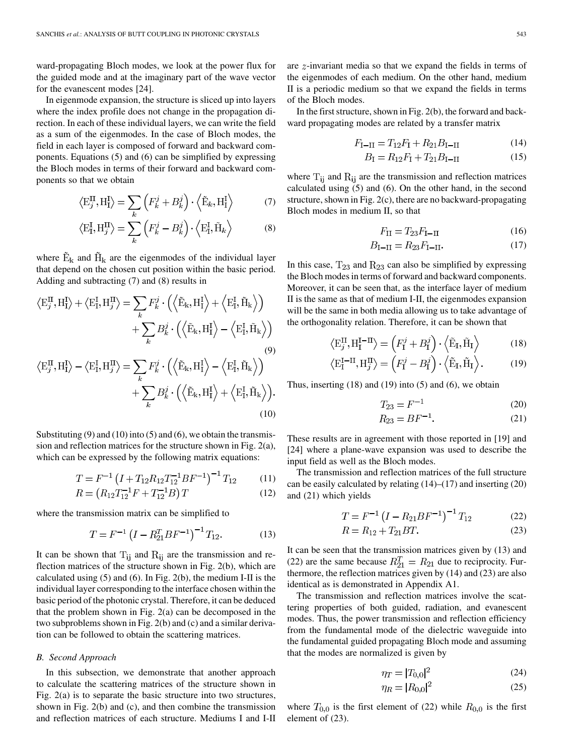ward-propagating Bloch modes, we look at the power flux for the guided mode and at the imaginary part of the wave vector for the evanescent modes [24].

In eigenmode expansion, the structure is sliced up into layers where the index profile does not change in the propagation direction. In each of these individual layers, we can write the field as a sum of the eigenmodes. In the case of Bloch modes, the field in each layer is composed of forward and backward components. Equations (5) and (6) can be simplified by expressing the Bloch modes in terms of their forward and backward components so that we obtain

$$\left\langle \mathrm{E}_j^{\mathrm{II}}, \mathrm{H}_{\mathrm{I}}^{\mathrm{I}} \right\rangle = \sum_k \left( F_k^j + B_k^j \right) \cdot \left\langle \tilde{\mathrm{E}}_k, \mathrm{H}_{\mathrm{I}}^{\mathrm{I}} \right\rangle \tag{7}$$

$$\left\langle \mathrm{E}_{\mathrm{I}}^{\mathrm{I}}, \mathrm{H}_j^{\mathrm{II}} \right\rangle = \sum_k \left( F_k^j - B_k^j \right) \cdot \left\langle \mathrm{E}_{\mathrm{I}}^{\mathrm{I}}, \tilde{\mathrm{H}}_k \right\rangle \tag{8}$$

where $\tilde{\mathrm{E}}_{\mathrm{k}}$ and $\tilde{\mathrm{H}}_{\mathrm{k}}$ are the eigenmodes of the individual layer that depend on the chosen cut position within the basic period. Adding and subtracting (7) and (8) results in

$$\begin{aligned}\left\langle \mathrm{E}_j^{\mathrm{II}}, \mathrm{H}_{\mathrm{I}}^{\mathrm{I}} \right\rangle + \left\langle \mathrm{E}_{\mathrm{I}}^{\mathrm{I}}, \mathrm{H}_j^{\mathrm{II}} \right\rangle = &\sum_k F_k^j \cdot \left( \left\langle \tilde{\mathrm{E}}_{\mathrm{k}}, \mathrm{H}_{\mathrm{I}}^{\mathrm{I}} \right\rangle + \left\langle \mathrm{E}_{\mathrm{I}}^{\mathrm{I}}, \tilde{\mathrm{H}}_{\mathrm{k}} \right\rangle \right) \\ &+ \sum_k B_k^j \cdot \left( \left\langle \tilde{\mathrm{E}}_{\mathrm{k}}, \mathrm{H}_{\mathrm{I}}^{\mathrm{I}} \right\rangle - \left\langle \mathrm{E}_{\mathrm{I}}^{\mathrm{I}}, \tilde{\mathrm{H}}_{\mathrm{k}} \right\rangle \right)\end{aligned} \tag{9}$$

$$\begin{aligned}\left\langle \mathrm{E}_j^{\mathrm{II}}, \mathrm{H}_{\mathrm{I}}^{\mathrm{I}} \right\rangle - \left\langle \mathrm{E}_{\mathrm{I}}^{\mathrm{I}}, \mathrm{H}_j^{\mathrm{II}} \right\rangle = &\sum_k F_k^j \cdot \left( \left\langle \tilde{\mathrm{E}}_{\mathrm{k}}, \mathrm{H}_{\mathrm{I}}^{\mathrm{I}} \right\rangle - \left\langle \mathrm{E}_{\mathrm{I}}^{\mathrm{I}}, \tilde{\mathrm{H}}_{\mathrm{k}} \right\rangle \right) \\ &+ \sum_k B_k^j \cdot \left( \left\langle \tilde{\mathrm{E}}_{\mathrm{k}}, \mathrm{H}_{\mathrm{I}}^{\mathrm{I}} \right\rangle + \left\langle \mathrm{E}_{\mathrm{I}}^{\mathrm{I}}, \tilde{\mathrm{H}}_{\mathrm{k}} \right\rangle \right).\end{aligned} \tag{10}$$

Substituting (9) and (10) into (5) and (6), we obtain the transmission and reflection matrices for the structure shown in Fig. 2(a), which can be expressed by the following matrix equations:

$$T = F^{-1} \left( I + T_{12} R_{12} T_{12}^{-1} B F^{-1} \right)^{-1} T_{12} \tag{11}$$

$$R = \left( R_{12} T_{12}^{-1} F + T_{12}^{-1} B \right) T \tag{12}$$

where the transmission matrix can be simplified to

$$T = F^{-1} \left( I - R_{21}^T B F^{-1} \right)^{-1} T_{12}. \tag{13}$$

It can be shown that $\mathrm{T_{ij}}$ and $\mathrm{R_{ij}}$ are the transmission and reflection matrices of the structure shown in Fig. 2(b), which are calculated using (5) and (6). In Fig. 2(b), the medium I-II is the individual layer corresponding to the interface chosen within the basic period of the photonic crystal. Therefore, it can be deduced that the problem shown in Fig. 2(a) can be decomposed in the two subproblems shown in Fig. 2(b) and (c) and a similar derivation can be followed to obtain the scattering matrices.

### *B. Second Approach*

In this subsection, we demonstrate that another approach to calculate the scattering matrices of the structure shown in Fig. 2(a) is to separate the basic structure into two structures, shown in Fig. 2(b) and (c), and then combine the transmission and reflection matrices of each structure. Mediums I and I-II are $z$-invariant media so that we expand the fields in terms of the eigenmodes of each medium. On the other hand, medium II is a periodic medium so that we expand the fields in terms of the Bloch modes.

In the first structure, shown in Fig. 2(b), the forward and backward propagating modes are related by a transfer matrix

$$F_{\mathrm{I-II}} = T_{12} F_{\mathrm{I}} + R_{21} B_{\mathrm{I-II}} \tag{14}$$

$$B_{\mathrm{I}} = R_{12} F_{\mathrm{I}} + T_{21} B_{\mathrm{I-II}} \tag{15}$$

where $\mathrm{T_{ij}}$ and $\mathrm{R_{ij}}$ are the transmission and reflection matrices calculated using (5) and (6). On the other hand, in the second structure, shown in Fig. 2(c), there are no backward-propagating Bloch modes in medium II, so that

$$F_{\mathrm{II}} = T_{23} F_{\mathrm{I-II}} \tag{16}$$

$$B_{\mathrm{I-II}} = R_{23} F_{\mathrm{I-II}}. \tag{17}$$

In this case, $\mathrm{T}_{23}$ and $\mathrm{R}_{23}$ can also be simplified by expressing the Bloch modes in terms of forward and backward components. Moreover, it can be seen that, as the interface layer of medium II is the same as that of medium I-II, the eigenmodes expansion will be the same in both media allowing us to take advantage of the orthogonality relation. Therefore, it can be shown that

$$\left\langle \mathrm{E}_j^{\mathrm{II}}, \mathrm{H}_{\mathrm{I}}^{\mathrm{I-II}} \right\rangle = \left( F_{\mathrm{I}}^j + B_{\mathrm{I}}^j \right) \cdot \left\langle \tilde{\mathrm{E}}_{\mathrm{I}}, \tilde{\mathrm{H}}_{\mathrm{I}} \right\rangle \tag{18}$$

$$\left\langle \mathrm{E}_{\mathrm{I}}^{\mathrm{I-II}}, \mathrm{H}_j^{\mathrm{II}} \right\rangle = \left( F_{\mathrm{I}}^j - B_{\mathrm{I}}^j \right) \cdot \left\langle \tilde{\mathrm{E}}_{\mathrm{I}}, \tilde{\mathrm{H}}_{\mathrm{I}} \right\rangle. \tag{19}$$

Thus, inserting (18) and (19) into (5) and (6), we obtain

$$T_{23} = F^{-1} \tag{20}$$

$$R_{23} = B F^{-1}. \tag{21}$$

These results are in agreement with those reported in [19] and [24] where a plane-wave expansion was used to describe the input field as well as the Bloch modes.

The transmission and reflection matrices of the full structure can be easily calculated by relating (14)–(17) and inserting (20) and (21) which yields

$$T = F^{-1} \left( I - R_{21} B F^{-1} \right)^{-1} T_{12} \tag{22}$$

$$R = R_{12} + T_{21} B T. \tag{23}$$

It can be seen that the transmission matrices given by (13) and (22) are the same because $R_{21}^T = R_{21}$ due to reciprocity. Furthermore, the reflection matrices given by (14) and (23) are also identical as is demonstrated in Appendix A1.

The transmission and reflection matrices involve the scattering properties of both guided, radiation, and evanescent modes. Thus, the power transmission and reflection efficiency from the fundamental mode of the dielectric waveguide into the fundamental guided propagating Bloch mode and assuming that the modes are normalized is given by

$$\eta_T = \left| T_{0,0} \right|^2 \tag{24}$$

$$\eta_R = \left| R_{0,0} \right|^2 \tag{25}$$

where $T_{0,0}$ is the first element of (22) while $R_{0,0}$ is the first element of (23).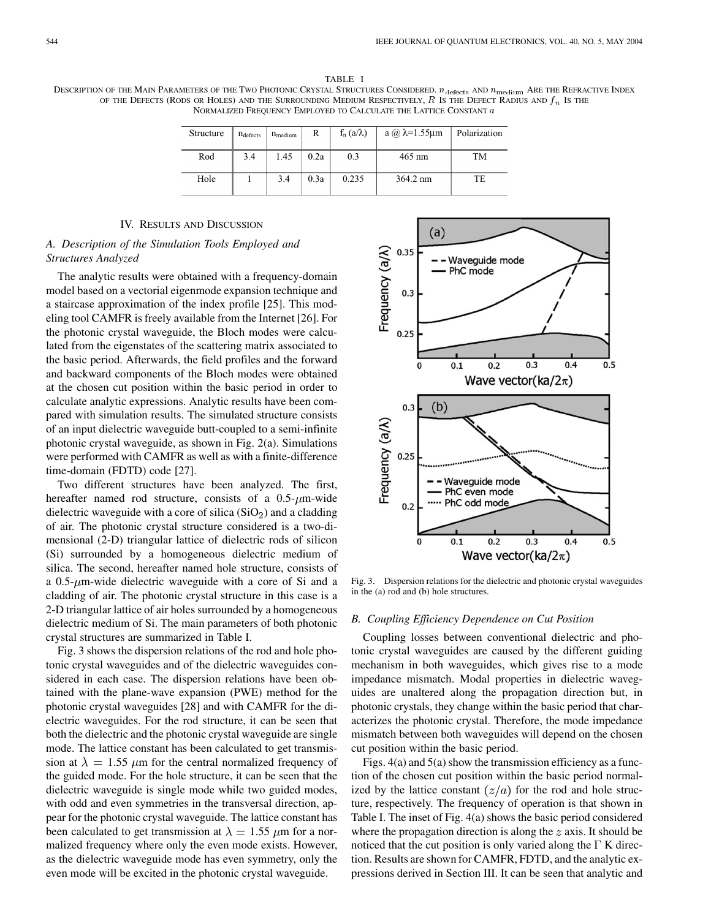TABLE I

DESCRIPTION OF THE MAIN PARAMETERS OF THE TWO PHOTONIC CRYSTAL STRUCTURES CONSIDERED. $n_{\text{defects}}$ AND $n_{\text{medium}}$ ARE THE REFRACTIVE INDEX OF THE DEFECTS (RODS OR HOLES) AND THE SURROUNDING MEDIUM RESPECTIVELY, $R$ IS THE DEFECT RADIUS AND $f_n$ IS THE NORMALIZED FREQUENCY EMPLOYED TO CALCULATE THE LATTICE CONSTANT $a$

| Structure | $n_{defects}$ | $n_{medium}$ | R | $f_n$ ($a/\lambda$) | a @ $\lambda$=1.55µm | Polarization |
|---|---|---|---|---|---|---|
| Rod | 3.4 | 1.45 | 0.2a | 0.3 | 465 nm | TM |
| Hole | 1 | 3.4 | 0.3a | 0.235 | 364.2 nm | TE |

## IV. RESULTS AND DISCUSSION

### A. Description of the Simulation Tools Employed and Structures Analyzed

The analytic results were obtained with a frequency-domain model based on a vectorial eigenmode expansion technique and a staircase approximation of the index profile [25]. This modeling tool CAMFR is freely available from the Internet [26]. For the photonic crystal waveguide, the Bloch modes were calculated from the eigenstates of the scattering matrix associated to the basic period. Afterwards, the field profiles and the forward and backward components of the Bloch modes were obtained at the chosen cut position within the basic period in order to calculate analytic expressions. Analytic results have been compared with simulation results. The simulated structure consists of an input dielectric waveguide butt-coupled to a semi-infinite photonic crystal waveguide, as shown in Fig. 2(a). Simulations were performed with CAMFR as well as with a finite-difference time-domain (FDTD) code [27].

Two different structures have been analyzed. The first, hereafter named rod structure, consists of a 0.5-$\mu$m-wide dielectric waveguide with a core of silica ($SiO_2$) and a cladding of air. The photonic crystal structure considered is a two-dimensional (2-D) triangular lattice of dielectric rods of silicon (Si) surrounded by a homogeneous dielectric medium of silica. The second, hereafter named hole structure, consists of a 0.5-$\mu$m-wide dielectric waveguide with a core of Si and a cladding of air. The photonic crystal structure in this case is a 2-D triangular lattice of air holes surrounded by a homogeneous dielectric medium of Si. The main parameters of both photonic crystal structures are summarized in Table I.

Fig. 3 shows the dispersion relations of the rod and hole photonic crystal waveguides and of the dielectric waveguides considered in each case. The dispersion relations have been obtained with the plane-wave expansion (PWE) method for the photonic crystal waveguides [28] and with CAMFR for the dielectric waveguides. For the rod structure, it can be seen that both the dielectric and the photonic crystal waveguide are single mode. The lattice constant has been calculated to get transmission at $\lambda = 1.55$ $\mu$m for the central normalized frequency of the guided mode. For the hole structure, it can be seen that the dielectric waveguide is single mode while two guided modes, with odd and even symmetries in the transversal direction, appear for the photonic crystal waveguide. The lattice constant has been calculated to get transmission at $\lambda = 1.55$ $\mu$m for a normalized frequency where only the even mode exists. However, as the dielectric waveguide mode has even symmetry, only the even mode will be excited in the photonic crystal waveguide.

Fig. 3. Dispersion relations for the dielectric and photonic crystal waveguides in the (a) rod and (b) hole structures.

### B. Coupling Efficiency Dependence on Cut Position

Coupling losses between conventional dielectric and photonic crystal waveguides are caused by the different guiding mechanism in both waveguides, which gives rise to a mode impedance mismatch. Modal properties in dielectric waveguides are unaltered along the propagation direction but, in photonic crystals, they change within the basic period that characterizes the photonic crystal. Therefore, the mode impedance mismatch between both waveguides will depend on the chosen cut position within the basic period.

Figs. 4(a) and 5(a) show the transmission efficiency as a function of the chosen cut position within the basic period normalized by the lattice constant $(z/a)$ for the rod and hole structure, respectively. The frequency of operation is that shown in Table I. The inset of Fig. 4(a) shows the basic period considered where the propagation direction is along the $z$ axis. It should be noticed that the cut position is only varied along the $\Gamma$ K direction. Results are shown for CAMFR, FDTD, and the analytic expressions derived in Section III. It can be seen that analytic and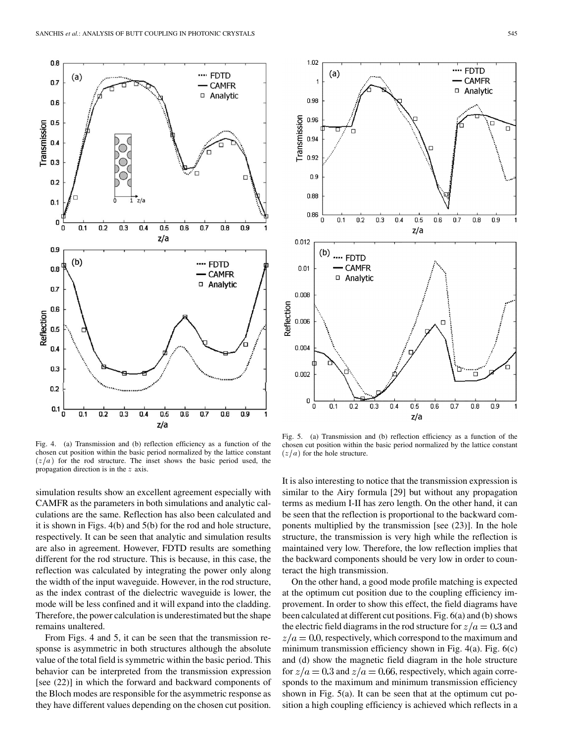Fig. 4. (a) Transmission and (b) reflection efficiency as a function of the chosen cut position within the basic period normalized by the lattice constant $(z/a)$ for the rod structure. The inset shows the basic period used, the propagation direction is in the $z$ axis.

Fig. 5. (a) Transmission and (b) reflection efficiency as a function of the chosen cut position within the basic period normalized by the lattice constant $(z/a)$ for the hole structure.

simulation results show an excellent agreement especially with CAMFR as the parameters in both simulations and analytic calculations are the same. Reflection has also been calculated and it is shown in Figs. 4(b) and 5(b) for the rod and hole structure, respectively. It can be seen that analytic and simulation results are also in agreement. However, FDTD results are something different for the rod structure. This is because, in this case, the reflection was calculated by integrating the power only along the width of the input waveguide. However, in the rod structure, as the index contrast of the dielectric waveguide is lower, the mode will be less confined and it will expand into the cladding. Therefore, the power calculation is underestimated but the shape remains unaltered.

From Figs. 4 and 5, it can be seen that the transmission response is asymmetric in both structures although the absolute value of the total field is symmetric within the basic period. This behavior can be interpreted from the transmission expression [see (22)] in which the forward and backward components of the Bloch modes are responsible for the asymmetric response as they have different values depending on the chosen cut position. It is also interesting to notice that the transmission expression is similar to the Airy formula [29] but without any propagation terms as medium I-II has zero length. On the other hand, it can be seen that the reflection is proportional to the backward components multiplied by the transmission [see (23)]. In the hole structure, the transmission is very high while the reflection is maintained very low. Therefore, the low reflection implies that the backward components should be very low in order to counteract the high transmission.

On the other hand, a good mode profile matching is expected at the optimum cut position due to the coupling efficiency improvement. In order to show this effect, the field diagrams have been calculated at different cut positions. Fig. 6(a) and (b) shows the electric field diagrams in the rod structure for $z/a = 0.3$ and $z/a = 0.0$, respectively, which correspond to the maximum and minimum transmission efficiency shown in Fig. 4(a). Fig. 6(c) and (d) show the magnetic field diagram in the hole structure for $z/a = 0.3$ and $z/a = 0.66$, respectively, which again corresponds to the maximum and minimum transmission efficiency shown in Fig. 5(a). It can be seen that at the optimum cut position a high coupling efficiency is achieved which reflects in a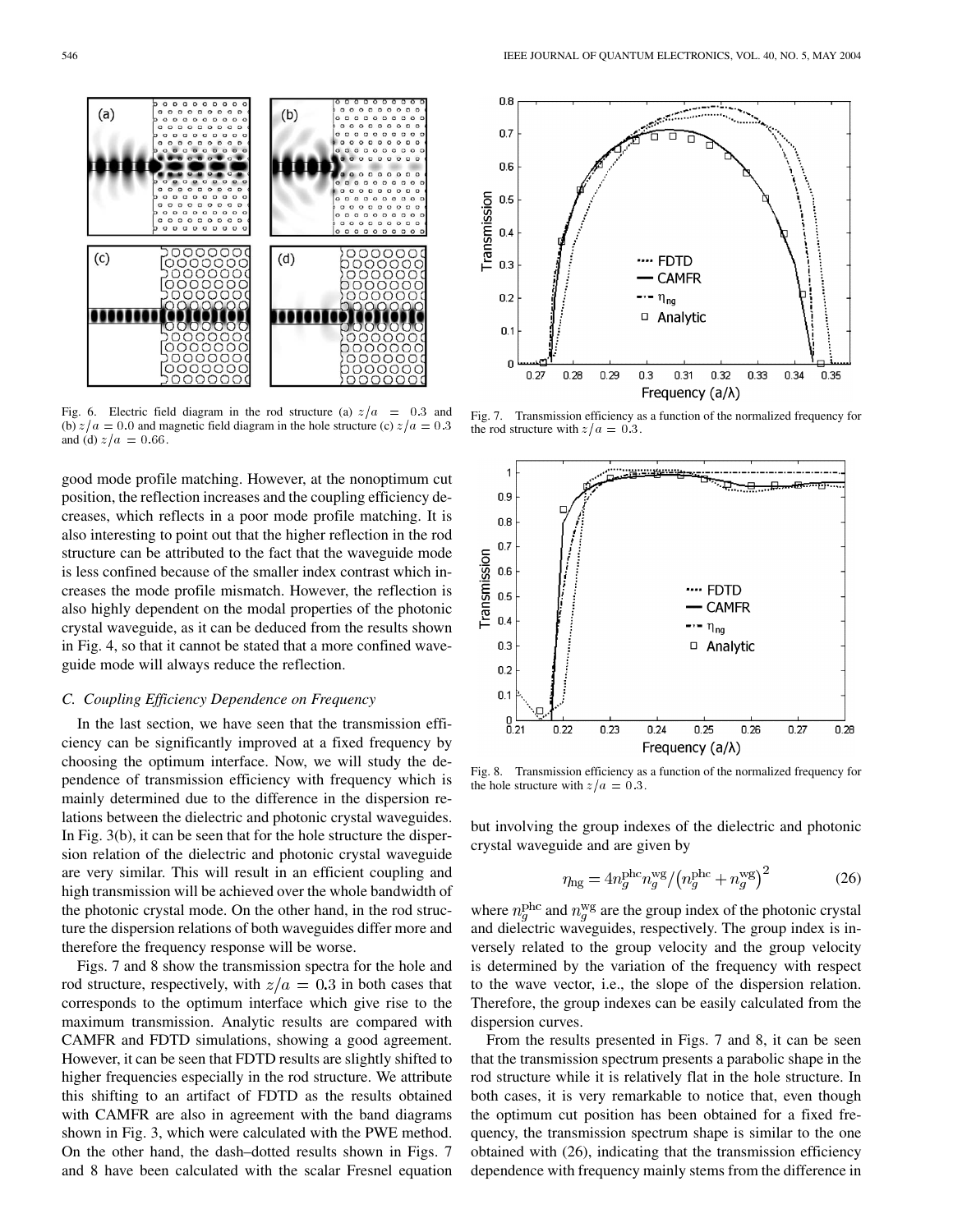Fig. 6. Electric field diagram in the rod structure (a) $z/a = 0.3$ and (b) $z/a = 0.0$ and magnetic field diagram in the hole structure (c) $z/a = 0.3$ and (d) $z/a = 0.66$.

Fig. 7. Transmission efficiency as a function of the normalized frequency for the rod structure with $z/a = 0.3$.

Fig. 8. Transmission efficiency as a function of the normalized frequency for the hole structure with $z/a = 0.3$.

good mode profile matching. However, at the nonoptimum cut position, the reflection increases and the coupling efficiency decreases, which reflects in a poor mode profile matching. It is also interesting to point out that the higher reflection in the rod structure can be attributed to the fact that the waveguide mode is less confined because of the smaller index contrast which increases the mode profile mismatch. However, the reflection is also highly dependent on the modal properties of the photonic crystal waveguide, as it can be deduced from the results shown in Fig. 4, so that it cannot be stated that a more confined waveguide mode will always reduce the reflection.

### C. Coupling Efficiency Dependence on Frequency

In the last section, we have seen that the transmission efficiency can be significantly improved at a fixed frequency by choosing the optimum interface. Now, we will study the dependence of transmission efficiency with frequency which is mainly determined due to the difference in the dispersion relations between the dielectric and photonic crystal waveguides. In Fig. 3(b), it can be seen that for the hole structure the dispersion relation of the dielectric and photonic crystal waveguide are very similar. This will result in an efficient coupling and high transmission will be achieved over the whole bandwidth of the photonic crystal mode. On the other hand, in the rod structure the dispersion relations of both waveguides differ more and therefore the frequency response will be worse.

Figs. 7 and 8 show the transmission spectra for the hole and rod structure, respectively, with $z/a = 0.3$ in both cases that corresponds to the optimum interface which give rise to the maximum transmission. Analytic results are compared with CAMFR and FDTD simulations, showing a good agreement. However, it can be seen that FDTD results are slightly shifted to higher frequencies especially in the rod structure. We attribute this shifting to an artifact of FDTD as the results obtained with CAMFR are also in agreement with the band diagrams shown in Fig. 3, which were calculated with the PWE method. On the other hand, the dash–dotted results shown in Figs. 7 and 8 have been calculated with the scalar Fresnel equation but involving the group indexes of the dielectric and photonic crystal waveguide and are given by

$$\eta_{ng} = 4n_g^{\rm phc} n_g^{\rm wg} / \left(n_g^{\rm phc} + n_g^{\rm wg}\right)^2 \tag{26}$$

where $n_g^{\rm phc}$ and $n_g^{\rm wg}$ are the group index of the photonic crystal and dielectric waveguides, respectively. The group index is inversely related to the group velocity and the group velocity is determined by the variation of the frequency with respect to the wave vector, i.e., the slope of the dispersion relation. Therefore, the group indexes can be easily calculated from the dispersion curves.

From the results presented in Figs. 7 and 8, it can be seen that the transmission spectrum presents a parabolic shape in the rod structure while it is relatively flat in the hole structure. In both cases, it is very remarkable to notice that, even though the optimum cut position has been obtained for a fixed frequency, the transmission spectrum shape is similar to the one obtained with (26), indicating that the transmission efficiency dependence with frequency mainly stems from the difference in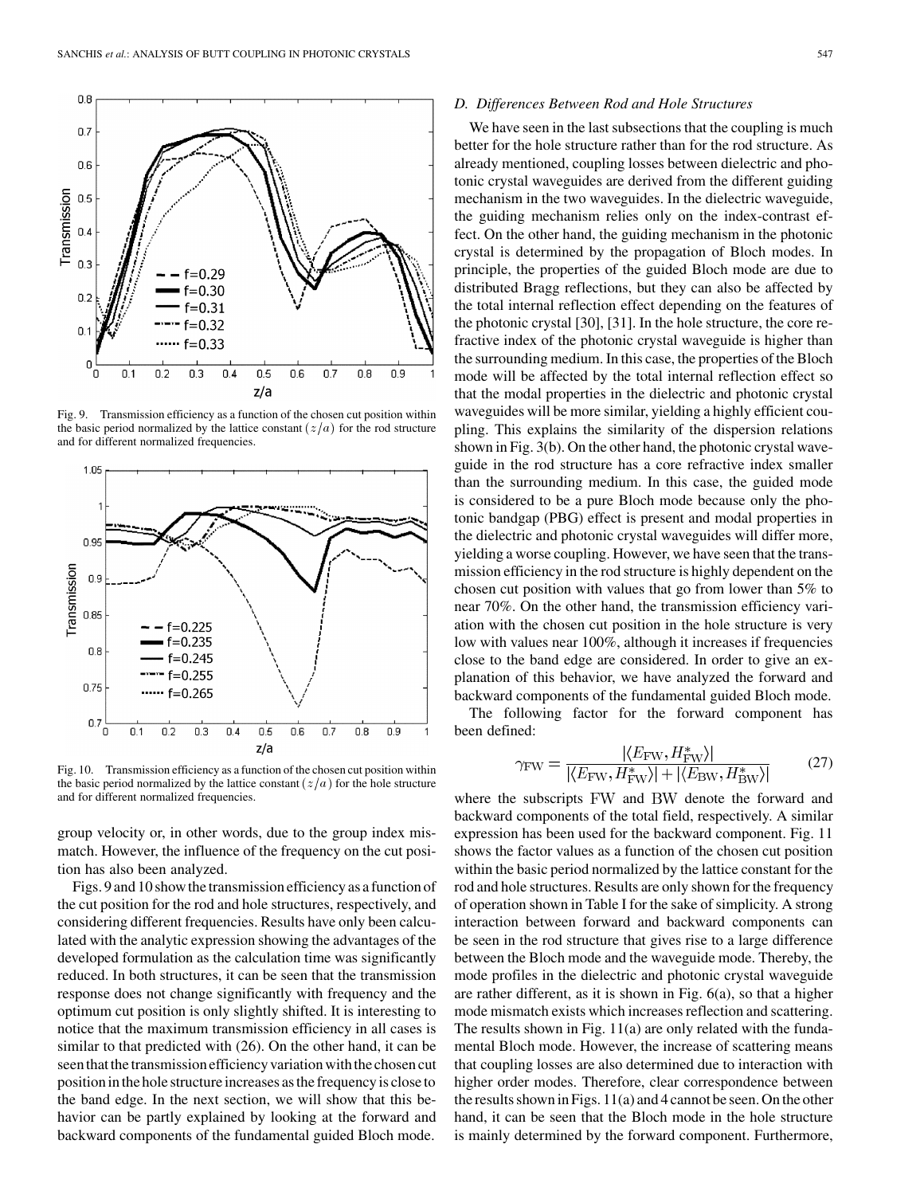0.8
0.7
0.6
0.5
0.4
0.3
0.2
0.1
0
Transmission
0 0.1 0.2 0.3 0.4 0.5 0.6 0.7 0.8 0.9 1
z/a
f=0.29
f=0.30
f=0.31
f=0.32
f=0.33

Fig. 9. Transmission efficiency as a function of the chosen cut position within the basic period normalized by the lattice constant $(z/a)$ for the rod structure and for different normalized frequencies.

1.05
1
0.95
0.9
0.85
0.8
0.75
0.7
Transmission
0 0.1 0.2 0.3 0.4 0.5 0.6 0.7 0.8 0.9 1
z/a
f=0.225
f=0.235
f=0.245
f=0.255
f=0.265

Fig. 10. Transmission efficiency as a function of the chosen cut position within the basic period normalized by the lattice constant $(z/a)$ for the hole structure and for different normalized frequencies.

group velocity or, in other words, due to the group index mismatch. However, the influence of the frequency on the cut position has also been analyzed.

Figs. 9 and 10 show the transmission efficiency as a function of the cut position for the rod and hole structures, respectively, and considering different frequencies. Results have only been calculated with the analytic expression showing the advantages of the developed formulation as the calculation time was significantly reduced. In both structures, it can be seen that the transmission response does not change significantly with frequency and the optimum cut position is only slightly shifted. It is interesting to notice that the maximum transmission efficiency in all cases is similar to that predicted with (26). On the other hand, it can be seen that the transmission efficiency variation with the chosen cut position in the hole structure increases as the frequency is close to the band edge. In the next section, we will show that this behavior can be partly explained by looking at the forward and backward components of the fundamental guided Bloch mode.

### *D. Differences Between Rod and Hole Structures*

We have seen in the last subsections that the coupling is much better for the hole structure rather than for the rod structure. As already mentioned, coupling losses between dielectric and photonic crystal waveguides are derived from the different guiding mechanism in the two waveguides. In the dielectric waveguide, the guiding mechanism relies only on the index-contrast effect. On the other hand, the guiding mechanism in the photonic crystal is determined by the propagation of Bloch modes. In principle, the properties of the guided Bloch mode are due to distributed Bragg reflections, but they can also be affected by the total internal reflection effect depending on the features of the photonic crystal [30], [31]. In the hole structure, the core refractive index of the photonic crystal waveguide is higher than the surrounding medium. In this case, the properties of the Bloch mode will be affected by the total internal reflection effect so that the modal properties in the dielectric and photonic crystal waveguides will be more similar, yielding a highly efficient coupling. This explains the similarity of the dispersion relations shown in Fig. 3(b). On the other hand, the photonic crystal waveguide in the rod structure has a core refractive index smaller than the surrounding medium. In this case, the guided mode is considered to be a pure Bloch mode because only the photonic bandgap (PBG) effect is present and modal properties in the dielectric and photonic crystal waveguides will differ more, yielding a worse coupling. However, we have seen that the transmission efficiency in the rod structure is highly dependent on the chosen cut position with values that go from lower than 5% to near 70%. On the other hand, the transmission efficiency variation with the chosen cut position in the hole structure is very low with values near 100%, although it increases if frequencies close to the band edge are considered. In order to give an explanation of this behavior, we have analyzed the forward and backward components of the fundamental guided Bloch mode.

The following factor for the forward component has been defined:

$$\gamma_{\mathrm{FW}} = \frac{|\langle E_{\mathrm{FW}}, H_{\mathrm{FW}}^{*}\rangle|}{|\langle E_{\mathrm{FW}}, H_{\mathrm{FW}}^{*}\rangle| + |\langle E_{\mathrm{BW}}, H_{\mathrm{BW}}^{*}\rangle|} \tag{27}$$

where the subscripts FW and BW denote the forward and backward components of the total field, respectively. A similar expression has been used for the backward component. Fig. 11 shows the factor values as a function of the chosen cut position within the basic period normalized by the lattice constant for the rod and hole structures. Results are only shown for the frequency of operation shown in Table I for the sake of simplicity. A strong interaction between forward and backward components can be seen in the rod structure that gives rise to a large difference between the Bloch mode and the waveguide mode. Thereby, the mode profiles in the dielectric and photonic crystal waveguide are rather different, as it is shown in Fig. 6(a), so that a higher mode mismatch exists which increases reflection and scattering. The results shown in Fig. 11(a) are only related with the fundamental Bloch mode. However, the increase of scattering means that coupling losses are also determined due to interaction with higher order modes. Therefore, clear correspondence between the results shown in Figs. 11(a) and 4 cannot be seen. On the other hand, it can be seen that the Bloch mode in the hole structure is mainly determined by the forward component. Furthermore,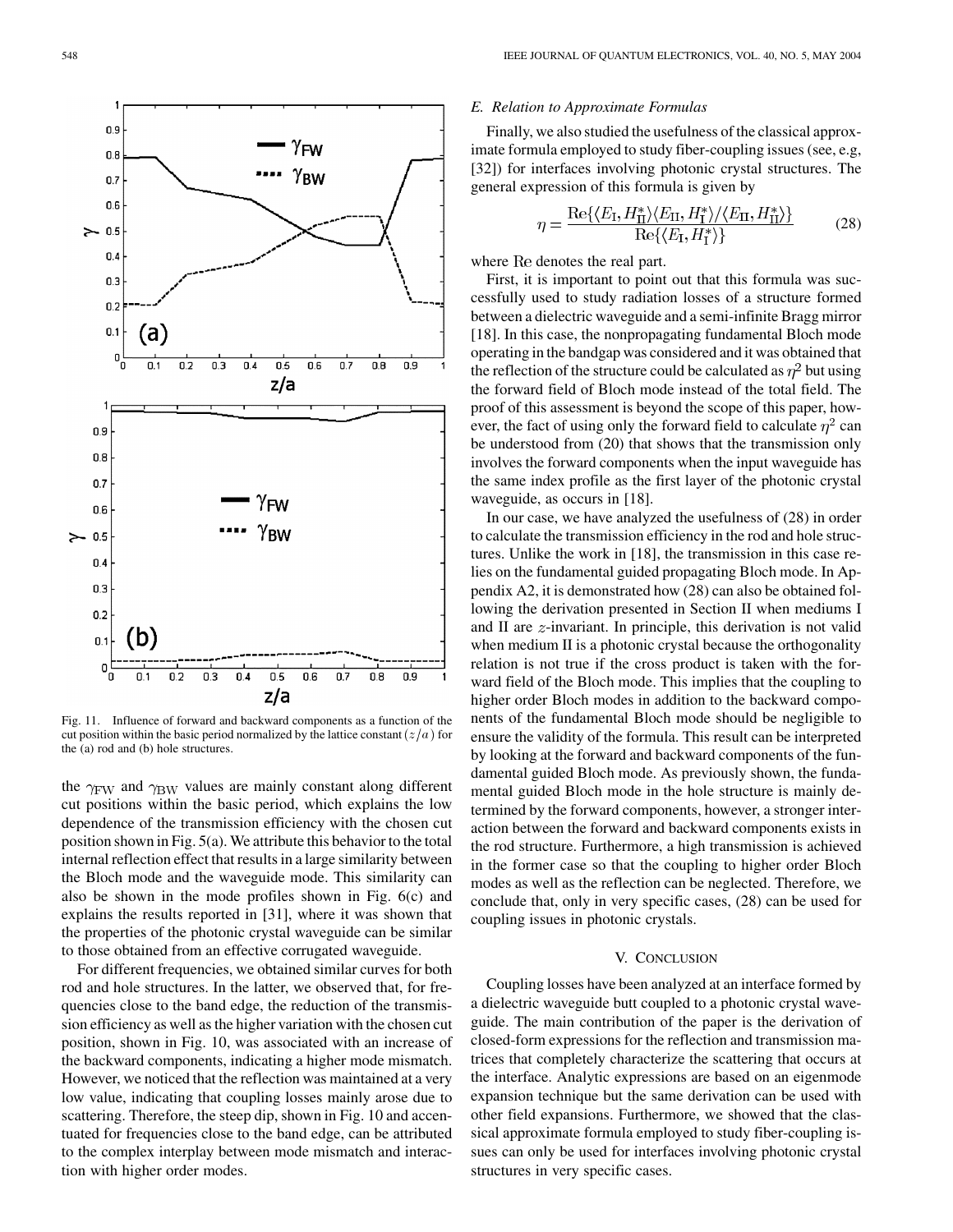Fig. 11. Influence of forward and backward components as a function of the cut position within the basic period normalized by the lattice constant $(z/a)$ for the (a) rod and (b) hole structures.

the $\gamma_{\mathrm{FW}}$ and $\gamma_{\mathrm{BW}}$ values are mainly constant along different cut positions within the basic period, which explains the low dependence of the transmission efficiency with the chosen cut position shown in Fig. 5(a). We attribute this behavior to the total internal reflection effect that results in a large similarity between the Bloch mode and the waveguide mode. This similarity can also be shown in the mode profiles shown in Fig. 6(c) and explains the results reported in [31], where it was shown that the properties of the photonic crystal waveguide can be similar to those obtained from an effective corrugated waveguide.

For different frequencies, we obtained similar curves for both rod and hole structures. In the latter, we observed that, for frequencies close to the band edge, the reduction of the transmission efficiency as well as the higher variation with the chosen cut position, shown in Fig. 10, was associated with an increase of the backward components, indicating a higher mode mismatch. However, we noticed that the reflection was maintained at a very low value, indicating that coupling losses mainly arose due to scattering. Therefore, the steep dip, shown in Fig. 10 and accentuated for frequencies close to the band edge, can be attributed to the complex interplay between mode mismatch and interaction with higher order modes.

### E. Relation to Approximate Formulas

Finally, we also studied the usefulness of the classical approximate formula employed to study fiber-coupling issues (see, e.g, [32]) for interfaces involving photonic crystal structures. The general expression of this formula is given by

$$\eta = \frac{\mathrm{Re}\{\langle E_{\mathrm{I}}, H_{\mathrm{II}}^{*}\rangle\langle E_{\mathrm{II}}, H_{\mathrm{I}}^{*}\rangle/\langle E_{\mathrm{II}}, H_{\mathrm{II}}^{*}\rangle\}}{\mathrm{Re}\{\langle E_{\mathrm{I}}, H_{\mathrm{I}}^{*}\rangle\}} \tag{28}$$

where Re denotes the real part.

First, it is important to point out that this formula was successfully used to study radiation losses of a structure formed between a dielectric waveguide and a semi-infinite Bragg mirror [18]. In this case, the nonpropagating fundamental Bloch mode operating in the bandgap was considered and it was obtained that the reflection of the structure could be calculated as $\eta^2$ but using the forward field of Bloch mode instead of the total field. The proof of this assessment is beyond the scope of this paper, however, the fact of using only the forward field to calculate $\eta^2$ can be understood from (20) that shows that the transmission only involves the forward components when the input waveguide has the same index profile as the first layer of the photonic crystal waveguide, as occurs in [18].

In our case, we have analyzed the usefulness of (28) in order to calculate the transmission efficiency in the rod and hole structures. Unlike the work in [18], the transmission in this case relies on the fundamental guided propagating Bloch mode. In Appendix A2, it is demonstrated how (28) can also be obtained following the derivation presented in Section II when mediums I and II are $z$-invariant. In principle, this derivation is not valid when medium II is a photonic crystal because the orthogonality relation is not true if the cross product is taken with the forward field of the Bloch mode. This implies that the coupling to higher order Bloch modes in addition to the backward components of the fundamental Bloch mode should be negligible to ensure the validity of the formula. This result can be interpreted by looking at the forward and backward components of the fundamental guided Bloch mode. As previously shown, the fundamental guided Bloch mode in the hole structure is mainly determined by the forward components, however, a stronger interaction between the forward and backward components exists in the rod structure. Furthermore, a high transmission is achieved in the former case so that the coupling to higher order Bloch modes as well as the reflection can be neglected. Therefore, we conclude that, only in very specific cases, (28) can be used for coupling issues in photonic crystals.

## V. Conclusion

Coupling losses have been analyzed at an interface formed by a dielectric waveguide butt coupled to a photonic crystal waveguide. The main contribution of the paper is the derivation of closed-form expressions for the reflection and transmission matrices that completely characterize the scattering that occurs at the interface. Analytic expressions are based on an eigenmode expansion technique but the same derivation can be used with other field expansions. Furthermore, we showed that the classical approximate formula employed to study fiber-coupling issues can only be used for interfaces involving photonic crystal structures in very specific cases.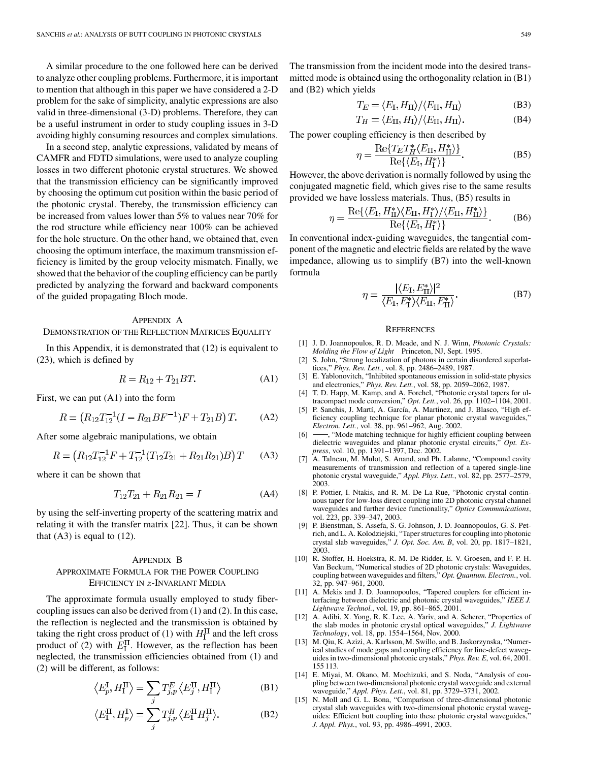A similar procedure to the one followed here can be derived to analyze other coupling problems. Furthermore, it is important to mention that although in this paper we have considered a 2-D problem for the sake of simplicity, analytic expressions are also valid in three-dimensional (3-D) problems. Therefore, they can be a useful instrument in order to study coupling issues in 3-D avoiding highly consuming resources and complex simulations.

In a second step, analytic expressions, validated by means of CAMFR and FDTD simulations, were used to analyze coupling losses in two different photonic crystal structures. We showed that the transmission efficiency can be significantly improved by choosing the optimum cut position within the basic period of the photonic crystal. Thereby, the transmission efficiency can be increased from values lower than 5% to values near 70% for the rod structure while efficiency near 100% can be achieved for the hole structure. On the other hand, we obtained that, even choosing the optimum interface, the maximum transmission efficiency is limited by the group velocity mismatch. Finally, we showed that the behavior of the coupling efficiency can be partly predicted by analyzing the forward and backward components of the guided propagating Bloch mode.

## Appendix A
## Demonstration of the Reflection Matrices Equality

In this Appendix, it is demonstrated that (12) is equivalent to (23), which is defined by

$$R = R_{12} + T_{21}BT. \tag{A1}$$

First, we can put (A1) into the form

$$R = \left(R_{12}T_{12}^{-1}(I - R_{21}BF^{-1})F + T_{21}B\right)T. \tag{A2}$$

After some algebraic manipulations, we obtain

$$R = \left(R_{12}T_{12}^{-1}F + T_{12}^{-1}(T_{12}T_{21} + R_{21}R_{21})B\right)T \tag{A3}$$

where it can be shown that

$$T_{12}T_{21} + R_{21}R_{21} = I \tag{A4}$$

by using the self-inverting property of the scattering matrix and relating it with the transfer matrix [22]. Thus, it can be shown that (A3) is equal to (12).

## Appendix B
## Approximate Formula for the Power Coupling Efficiency in $z$-Invariant Media

The approximate formula usually employed to study fiber-coupling issues can also be derived from (1) and (2). In this case, the reflection is neglected and the transmission is obtained by taking the right cross product of (1) with $H_{\mathrm{I}}^{\mathrm{II}}$ and the left cross product of (2) with $E_{\mathrm{I}}^{\mathrm{II}}$. However, as the reflection has been neglected, the transmission efficiencies obtained from (1) and (2) will be different, as follows:

$$\left\langle E_p^{\mathrm{I}}, H_{\mathrm{I}}^{\mathrm{II}}\right\rangle = \sum_j T_{j,p}^E \left\langle E_j^{\mathrm{II}}, H_{\mathrm{I}}^{\mathrm{II}}\right\rangle \tag{B1}$$

$$\left\langle E_{\mathrm{I}}^{\mathrm{II}}, H_p^{\mathrm{I}}\right\rangle = \sum_j T_{j,p}^H \left\langle E_{\mathrm{I}}^{\mathrm{II}} H_j^{\mathrm{II}}\right\rangle. \tag{B2}$$

The transmission from the incident mode into the desired transmitted mode is obtained using the orthogonality relation in (B1) and (B2) which yields

$$T_E = \langle E_{\mathrm{I}}, H_{\mathrm{II}}\rangle / \langle E_{\mathrm{II}}, H_{\mathrm{II}}\rangle \tag{B3}$$

$$T_H = \langle E_{\mathrm{II}}, H_{\mathrm{I}}\rangle / \langle E_{\mathrm{II}}, H_{\mathrm{II}}\rangle. \tag{B4}$$

The power coupling efficiency is then described by

$$\eta = \frac{\mathrm{Re}\{T_E T_H^* \langle E_{\mathrm{II}}, H_{\mathrm{II}}^*\rangle\}}{\mathrm{Re}\{\langle E_{\mathrm{I}}, H_{\mathrm{I}}^*\rangle\}}. \tag{B5}$$

However, the above derivation is normally followed by using the conjugated magnetic field, which gives rise to the same results provided we have lossless materials. Thus, (B5) results in

$$\eta = \frac{\mathrm{Re}\{\langle E_{\mathrm{I}}, H_{\mathrm{II}}^*\rangle \langle E_{\mathrm{II}}, H_{\mathrm{I}}^*\rangle / \langle E_{\mathrm{II}}, H_{\mathrm{II}}^*\rangle\}}{\mathrm{Re}\{\langle E_{\mathrm{I}}, H_{\mathrm{I}}^*\rangle\}}. \tag{B6}$$

In conventional index-guiding waveguides, the tangential component of the magnetic and electric fields are related by the wave impedance, allowing us to simplify (B7) into the well-known formula

$$\eta = \frac{|\langle E_{\mathrm{I}}, E_{\mathrm{II}}^*\rangle|^2}{\langle E_{\mathrm{I}}, E_{\mathrm{I}}^*\rangle \langle E_{\mathrm{II}}, E_{\mathrm{II}}^*\rangle}. \tag{B7}$$

## References

[1] J. D. Joannopoulos, R. D. Meade, and N. J. Winn, *Photonic Crystals: Molding the Flow of Light* Princeton, NJ, Sept. 1995.

[2] S. John, "Strong localization of photons in certain disordered superlattices," *Phys. Rev. Lett.*, vol. 8, pp. 2486–2489, 1987.

[3] E. Yablonovitch, "Inhibited spontaneous emission in solid-state physics and electronics," *Phys. Rev. Lett.*, vol. 58, pp. 2059–2062, 1987.

[4] T. D. Happ, M. Kamp, and A. Forchel, "Photonic crystal tapers for ultracompact mode conversion," *Opt. Lett.*, vol. 26, pp. 1102–1104, 2001.

[5] P. Sanchis, J. Martí, A. García, A. Martinez, and J. Blasco, "High efficiency coupling technique for planar photonic crystal waveguides," *Electron. Lett.*, vol. 38, pp. 961–962, Aug. 2002.

[6] ——, "Mode matching technique for highly efficient coupling between dielectric waveguides and planar photonic crystal circuits," *Opt. Express*, vol. 10, pp. 1391–1397, Dec. 2002.

[7] A. Talneau, M. Mulot, S. Anand, and Ph. Lalanne, "Compound cavity measurements of transmission and reflection of a tapered single-line photonic crystal waveguide," *Appl. Phys. Lett.*, vol. 82, pp. 2577–2579, 2003.

[8] P. Pottier, I. Ntakis, and R. M. De La Rue, "Photonic crystal continuous taper for low-loss direct coupling into 2D photonic crystal channel waveguides and further device functionality," *Optics Communications*, vol. 223, pp. 339–347, 2003.

[9] P. Bienstman, S. Assefa, S. G. Johnson, J. D. Joannopoulos, G. S. Petrich, and L. A. Kolodziejski, "Taper structures for coupling into photonic crystal slab waveguides," *J. Opt. Soc. Am. B*, vol. 20, pp. 1817–1821, 2003.

[10] R. Stoffer, H. Hoekstra, R. M. De Ridder, E. V. Groesen, and F. P. H. Van Beckum, "Numerical studies of 2D photonic crystals: Waveguides, coupling between waveguides and filters," *Opt. Quantum. Electron.*, vol. 32, pp. 947–961, 2000.

[11] A. Mekis and J. D. Joannopoulos, "Tapered couplers for efficient interfacing between dielectric and photonic crystal waveguides," *IEEE J. Lightwave Technol.*, vol. 19, pp. 861–865, 2001.

[12] A. Adibi, X. Yong, R. K. Lee, A. Yariv, and A. Scherer, "Properties of the slab modes in photonic crystal optical waveguides," *J. Lightwave Technology*, vol. 18, pp. 1554–1564, Nov. 2000.

[13] M. Qiu, K. Azizi, A. Karlsson, M. Swillo, and B. Jaskorzynska, "Numerical studies of mode gaps and coupling efficiency for line-defect waveguides in two-dimensional photonic crystals," *Phys. Rev. E*, vol. 64, 2001. 155 113.

[14] E. Miyai, M. Okano, M. Mochizuki, and S. Noda, "Analysis of coupling between two-dimensional photonic crystal waveguide and external waveguide," *Appl. Phys. Lett.*, vol. 81, pp. 3729–3731, 2002.

[15] N. Moll and G. L. Bona, "Comparison of three-dimensional photonic crystal slab waveguides with two-dimensional photonic crystal waveguides: Efficient butt coupling into these photonic crystal waveguides," *J. Appl. Phys.*, vol. 93, pp. 4986–4991, 2003.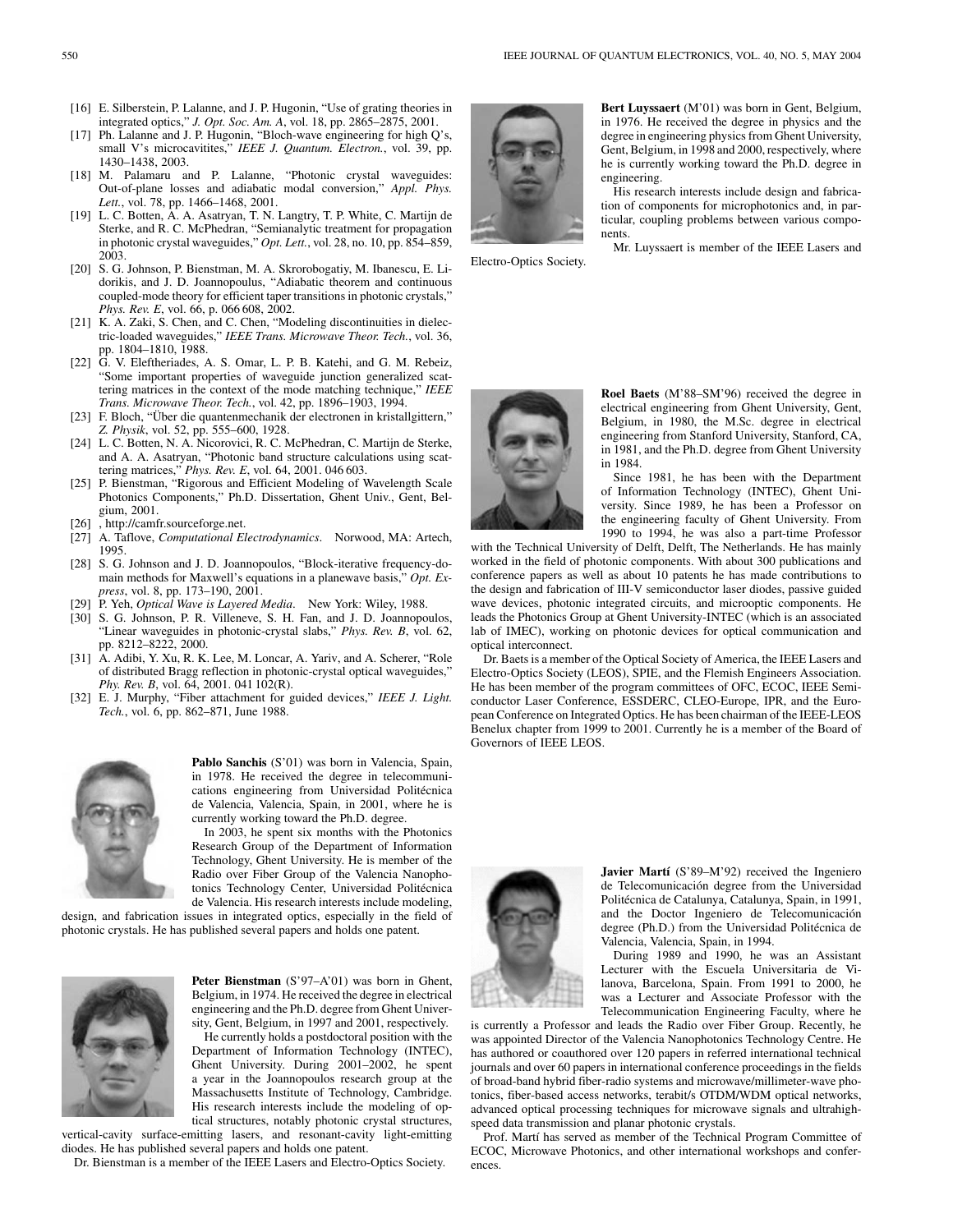[16] E. Silberstein, P. Lalanne, and J. P. Hugonin, "Use of grating theories in integrated optics," *J. Opt. Soc. Am. A*, vol. 18, pp. 2865–2875, 2001.

[17] Ph. Lalanne and J. P. Hugonin, "Bloch-wave engineering for high Q's, small V's microcavitites," *IEEE J. Quantum. Electron.*, vol. 39, pp. 1430–1438, 2003.

[18] M. Palamaru and P. Lalanne, "Photonic crystal waveguides: Out-of-plane losses and adiabatic modal conversion," *Appl. Phys. Lett.*, vol. 78, pp. 1466–1468, 2001.

[19] L. C. Botten, A. A. Asatryan, T. N. Langtry, T. P. White, C. Martijn de Sterke, and R. C. McPhedran, "Semianalytic treatment for propagation in photonic crystal waveguides," *Opt. Lett.*, vol. 28, no. 10, pp. 854–859, 2003.

[20] S. G. Johnson, P. Bienstman, M. A. Skrorobogatiy, M. Ibanescu, E. Lidorikis, and J. D. Joannopoulus, "Adiabatic theorem and continuous coupled-mode theory for efficient taper transitions in photonic crystals," *Phys. Rev. E*, vol. 66, p. 066 608, 2002.

[21] K. A. Zaki, S. Chen, and C. Chen, "Modeling discontinuities in dielectric-loaded waveguides," *IEEE Trans. Microwave Theor. Tech.*, vol. 36, pp. 1804–1810, 1988.

[22] G. V. Eleftheriades, A. S. Omar, L. P. B. Katehi, and G. M. Rebeiz, "Some important properties of waveguide junction generalized scattering matrices in the context of the mode matching technique," *IEEE Trans. Microwave Theor. Tech.*, vol. 42, pp. 1896–1903, 1994.

[23] F. Bloch, "Über die quantenmechanik der electronen in kristallgittern," *Z. Physik*, vol. 52, pp. 555–600, 1928.

[24] L. C. Botten, N. A. Nicorovici, R. C. McPhedran, C. Martijn de Sterke, and A. A. Asatryan, "Photonic band structure calculations using scattering matrices," *Phys. Rev. E*, vol. 64, 2001. 046 603.

[25] P. Bienstman, "Rigorous and Efficient Modeling of Wavelength Scale Photonics Components," Ph.D. Dissertation, Ghent Univ., Gent, Belgium, 2001.

[26] , http://camfr.sourceforge.net.

[27] A. Taflove, *Computational Electrodynamics*. Norwood, MA: Artech, 1995.

[28] S. G. Johnson and J. D. Joannopoulos, "Block-iterative frequency-domain methods for Maxwell's equations in a planewave basis," *Opt. Express*, vol. 8, pp. 173–190, 2001.

[29] P. Yeh, *Optical Wave is Layered Media*. New York: Wiley, 1988.

[30] S. G. Johnson, P. R. Villeneve, S. H. Fan, and J. D. Joannopoulos, "Linear waveguides in photonic-crystal slabs," *Phys. Rev. B*, vol. 62, pp. 8212–8222, 2000.

[31] A. Adibi, Y. Xu, R. K. Lee, M. Loncar, A. Yariv, and A. Scherer, "Role of distributed Bragg reflection in photonic-crystal optical waveguides," *Phy. Rev. B*, vol. 64, 2001. 041 102(R).

[32] E. J. Murphy, "Fiber attachment for guided devices," *IEEE J. Light. Tech.*, vol. 6, pp. 862–871, June 1988.

**Pablo Sanchis** (S'01) was born in Valencia, Spain, in 1978. He received the degree in telecommunications engineering from Universidad Politécnica de Valencia, Valencia, Spain, in 2001, where he is currently working toward the Ph.D. degree.

In 2003, he spent six months with the Photonics Research Group of the Department of Information Technology, Ghent University. He is member of the Radio over Fiber Group of the Valencia Nanophotonics Technology Center, Universidad Politécnica de Valencia. His research interests include modeling, design, and fabrication issues in integrated optics, especially in the field of photonic crystals. He has published several papers and holds one patent.

**Peter Bienstman** (S'97–A'01) was born in Ghent, Belgium, in 1974. He received the degree in electrical engineering and the Ph.D. degree from Ghent University, Gent, Belgium, in 1997 and 2001, respectively.

He currently holds a postdoctoral position with the Department of Information Technology (INTEC), Ghent University. During 2001–2002, he spent a year in the Joannopoulos research group at the Massachusetts Institute of Technology, Cambridge. His research interests include the modeling of optical structures, notably photonic crystal structures, vertical-cavity surface-emitting lasers, and resonant-cavity light-emitting diodes. He has published several papers and holds one patent.

Dr. Bienstman is a member of the IEEE Lasers and Electro-Optics Society.

**Bert Luyssaert** (M'01) was born in Gent, Belgium, in 1976. He received the degree in physics and the degree in engineering physics from Ghent University, Gent, Belgium, in 1998 and 2000, respectively, where he is currently working toward the Ph.D. degree in engineering.

His research interests include design and fabrication of components for microphotonics and, in particular, coupling problems between various components.

Mr. Luyssaert is member of the IEEE Lasers and Electro-Optics Society.

**Roel Baets** (M'88–SM'96) received the degree in electrical engineering from Ghent University, Gent, Belgium, in 1980, the M.Sc. degree in electrical engineering from Stanford University, Stanford, CA, in 1981, and the Ph.D. degree from Ghent University in 1984.

Since 1981, he has been with the Department of Information Technology (INTEC), Ghent University. Since 1989, he has been a Professor on the engineering faculty of Ghent University. From 1990 to 1994, he was also a part-time Professor with the Technical University of Delft, Delft, The Netherlands. He has mainly worked in the field of photonic components. With about 300 publications and conference papers as well as about 10 patents he has made contributions to the design and fabrication of III-V semiconductor laser diodes, passive guided wave devices, photonic integrated circuits, and microoptic components. He leads the Photonics Group at Ghent University-INTEC (which is an associated lab of IMEC), working on photonic devices for optical communication and optical interconnect.

Dr. Baets is a member of the Optical Society of America, the IEEE Lasers and Electro-Optics Society (LEOS), SPIE, and the Flemish Engineers Association. He has been member of the program committees of OFC, ECOC, IEEE Semiconductor Laser Conference, ESSDERC, CLEO-Europe, IPR, and the European Conference on Integrated Optics. He has been chairman of the IEEE-LEOS Benelux chapter from 1999 to 2001. Currently he is a member of the Board of Governors of IEEE LEOS.

**Javier Martí** (S'89–M'92) received the Ingeniero de Telecomunicación degree from the Universidad Politécnica de Catalunya, Catalunya, Spain, in 1991, and the Doctor Ingeniero de Telecomunicación degree (Ph.D.) from the Universidad Politécnica de Valencia, Valencia, Spain, in 1994.

During 1989 and 1990, he was an Assistant Lecturer with the Escuela Universitaria de Vilanova, Barcelona, Spain. From 1991 to 2000, he was a Lecturer and Associate Professor with the Telecommunication Engineering Faculty, where he is currently a Professor and leads the Radio over Fiber Group. Recently, he was appointed Director of the Valencia Nanophotonics Technology Centre. He has authored or coauthored over 120 papers in referred international technical journals and over 60 papers in international conference proceedings in the fields of broad-band hybrid fiber-radio systems and microwave/millimeter-wave photonics, fiber-based access networks, terabit/s OTDM/WDM optical networks, advanced optical processing techniques for microwave signals and ultrahigh-speed data transmission and planar photonic crystals.

Prof. Martí has served as member of the Technical Program Committee of ECOC, Microwave Photonics, and other international workshops and conferences.